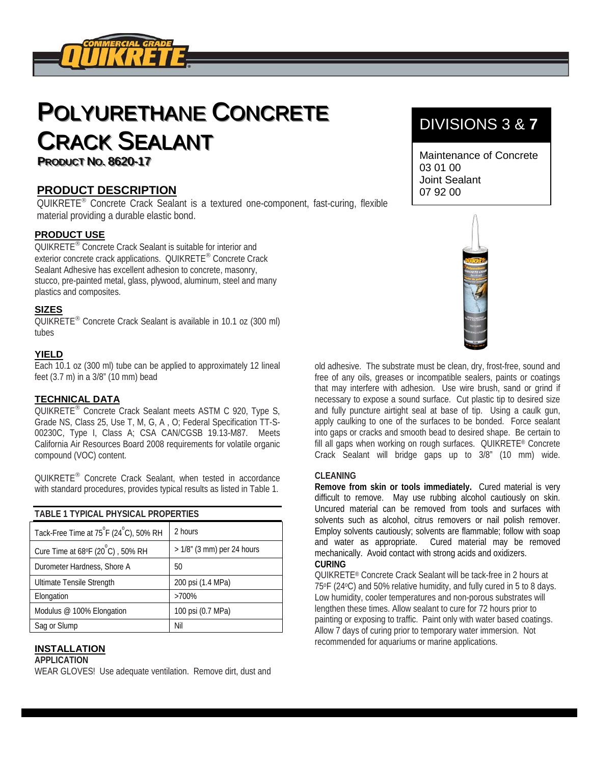# POLYURETHANE CONCRETE CRACK SEALANT

**PRODUCT NO. 8620-17**

## DIVISIONS 3 & 7

Maintenance of Concrete
03 01 00
Joint Sealant
07 92 00

## PRODUCT DESCRIPTION

QUIKRETE® Concrete Crack Sealant is a textured one-component, fast-curing, flexible material providing a durable elastic bond.

## PRODUCT USE

QUIKRETE® Concrete Crack Sealant is suitable for interior and exterior concrete crack applications. QUIKRETE® Concrete Crack Sealant Adhesive has excellent adhesion to concrete, masonry, stucco, pre-painted metal, glass, plywood, aluminum, steel and many plastics and composites.

## SIZES

QUIKRETE® Concrete Crack Sealant is available in 10.1 oz (300 ml) tubes

## YIELD

Each 10.1 oz (300 ml) tube can be applied to approximately 12 lineal feet (3.7 m) in a 3/8" (10 mm) bead

## TECHNICAL DATA

QUIKRETE® Concrete Crack Sealant meets ASTM C 920, Type S, Grade NS, Class 25, Use T, M, G, A , O; Federal Specification TT-S-00230C, Type I, Class A; CSA CAN/CGSB 19.13-M87. Meets California Air Resources Board 2008 requirements for volatile organic compound (VOC) content.

QUIKRETE® Concrete Crack Sealant, when tested in accordance with standard procedures, provides typical results as listed in Table 1.

**TABLE 1 TYPICAL PHYSICAL PROPERTIES**

| Property | Value |
|---|---|
| Tack-Free Time at 75°F (24°C), 50% RH | 2 hours |
| Cure Time at 68°F (20°C) , 50% RH | > 1/8" (3 mm) per 24 hours |
| Durometer Hardness, Shore A | 50 |
| Ultimate Tensile Strength | 200 psi (1.4 MPa) |
| Elongation | >700% |
| Modulus @ 100% Elongation | 100 psi (0.7 MPa) |
| Sag or Slump | Nil |

## INSTALLATION

### APPLICATION

WEAR GLOVES! Use adequate ventilation. Remove dirt, dust and old adhesive. The substrate must be clean, dry, frost-free, sound and free of any oils, greases or incompatible sealers, paints or coatings that may interfere with adhesion. Use wire brush, sand or grind if necessary to expose a sound surface. Cut plastic tip to desired size and fully puncture airtight seal at base of tip. Using a caulk gun, apply caulking to one of the surfaces to be bonded. Force sealant into gaps or cracks and smooth bead to desired shape. Be certain to fill all gaps when working on rough surfaces. QUIKRETE® Concrete Crack Sealant will bridge gaps up to 3/8" (10 mm) wide.

### CLEANING

**Remove from skin or tools immediately.** Cured material is very difficult to remove. May use rubbing alcohol cautiously on skin. Uncured material can be removed from tools and surfaces with solvents such as alcohol, citrus removers or nail polish remover. Employ solvents cautiously; solvents are flammable; follow with soap and water as appropriate. Cured material may be removed mechanically. Avoid contact with strong acids and oxidizers.

### CURING

QUIKRETE® Concrete Crack Sealant will be tack-free in 2 hours at 75°F (24°C) and 50% relative humidity, and fully cured in 5 to 8 days. Low humidity, cooler temperatures and non-porous substrates will lengthen these times. Allow sealant to cure for 72 hours prior to painting or exposing to traffic. Paint only with water based coatings. Allow 7 days of curing prior to temporary water immersion. Not recommended for aquariums or marine applications.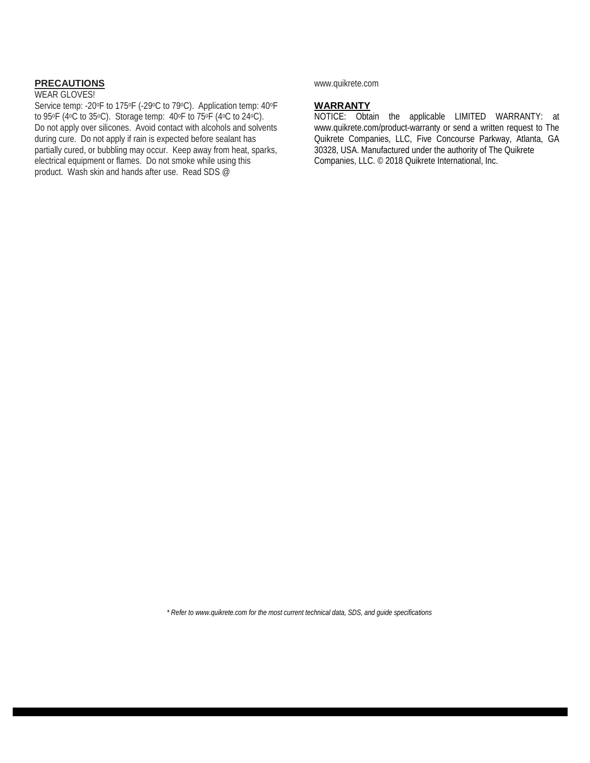## PRECAUTIONS

WEAR GLOVES!

Service temp: -20°F to 175°F (-29°C to 79°C). Application temp: 40°F to 95°F (4°C to 35°C). Storage temp: 40°F to 75°F (4°C to 24°C). Do not apply over silicones. Avoid contact with alcohols and solvents during cure. Do not apply if rain is expected before sealant has partially cured, or bubbling may occur. Keep away from heat, sparks, electrical equipment or flames. Do not smoke while using this product. Wash skin and hands after use. Read SDS @ www.quikrete.com

## WARRANTY

NOTICE: Obtain the applicable LIMITED WARRANTY: at www.quikrete.com/product-warranty or send a written request to The Quikrete Companies, LLC, Five Concourse Parkway, Atlanta, GA 30328, USA. Manufactured under the authority of The Quikrete Companies, LLC. © 2018 Quikrete International, Inc.

*\* Refer to www.quikrete.com for the most current technical data, SDS, and guide specifications*